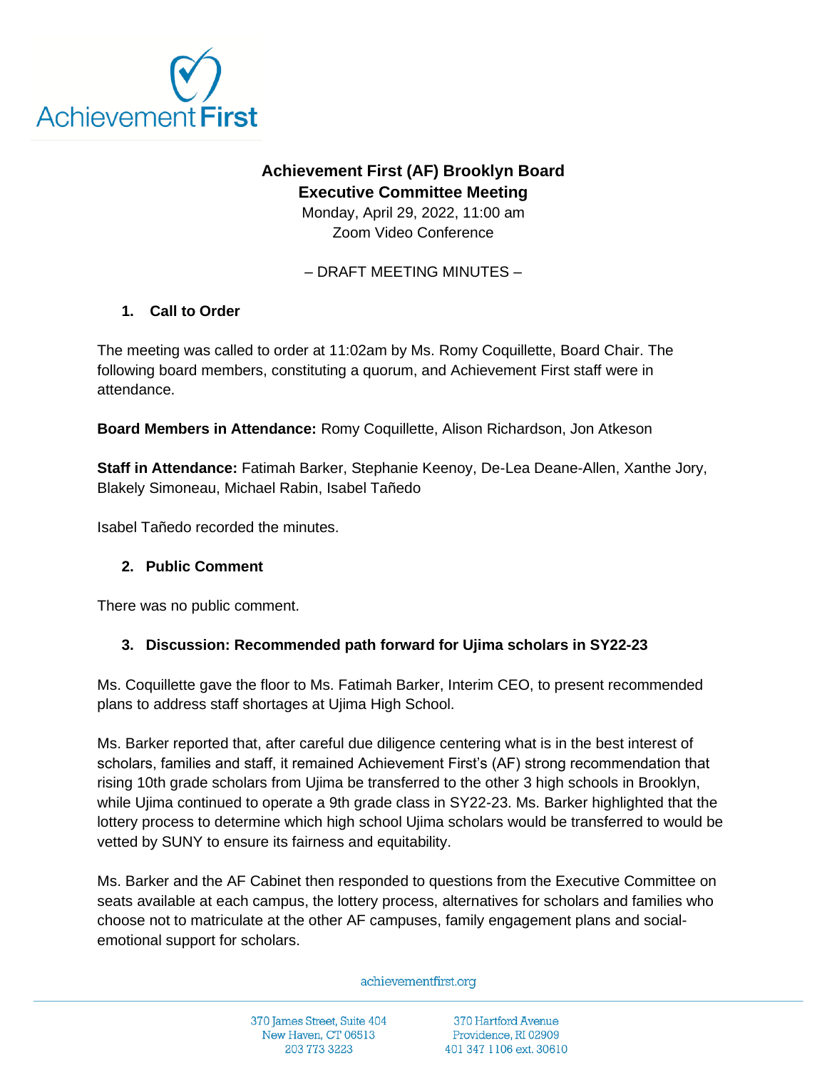# Achievement First (AF) Brooklyn Board
## Executive Committee Meeting

Monday, April 29, 2022, 11:00 am
Zoom Video Conference

– DRAFT MEETING MINUTES –

### 1. Call to Order

The meeting was called to order at 11:02am by Ms. Romy Coquillette, Board Chair. The following board members, constituting a quorum, and Achievement First staff were in attendance.

**Board Members in Attendance:** Romy Coquillette, Alison Richardson, Jon Atkeson

**Staff in Attendance:** Fatimah Barker, Stephanie Keenoy, De-Lea Deane-Allen, Xanthe Jory, Blakely Simoneau, Michael Rabin, Isabel Tañedo

Isabel Tañedo recorded the minutes.

### 2. Public Comment

There was no public comment.

### 3. Discussion: Recommended path forward for Ujima scholars in SY22-23

Ms. Coquillette gave the floor to Ms. Fatimah Barker, Interim CEO, to present recommended plans to address staff shortages at Ujima High School.

Ms. Barker reported that, after careful due diligence centering what is in the best interest of scholars, families and staff, it remained Achievement First's (AF) strong recommendation that rising 10th grade scholars from Ujima be transferred to the other 3 high schools in Brooklyn, while Ujima continued to operate a 9th grade class in SY22-23. Ms. Barker highlighted that the lottery process to determine which high school Ujima scholars would be transferred to would be vetted by SUNY to ensure its fairness and equitability.

Ms. Barker and the AF Cabinet then responded to questions from the Executive Committee on seats available at each campus, the lottery process, alternatives for scholars and families who choose not to matriculate at the other AF campuses, family engagement plans and social-emotional support for scholars.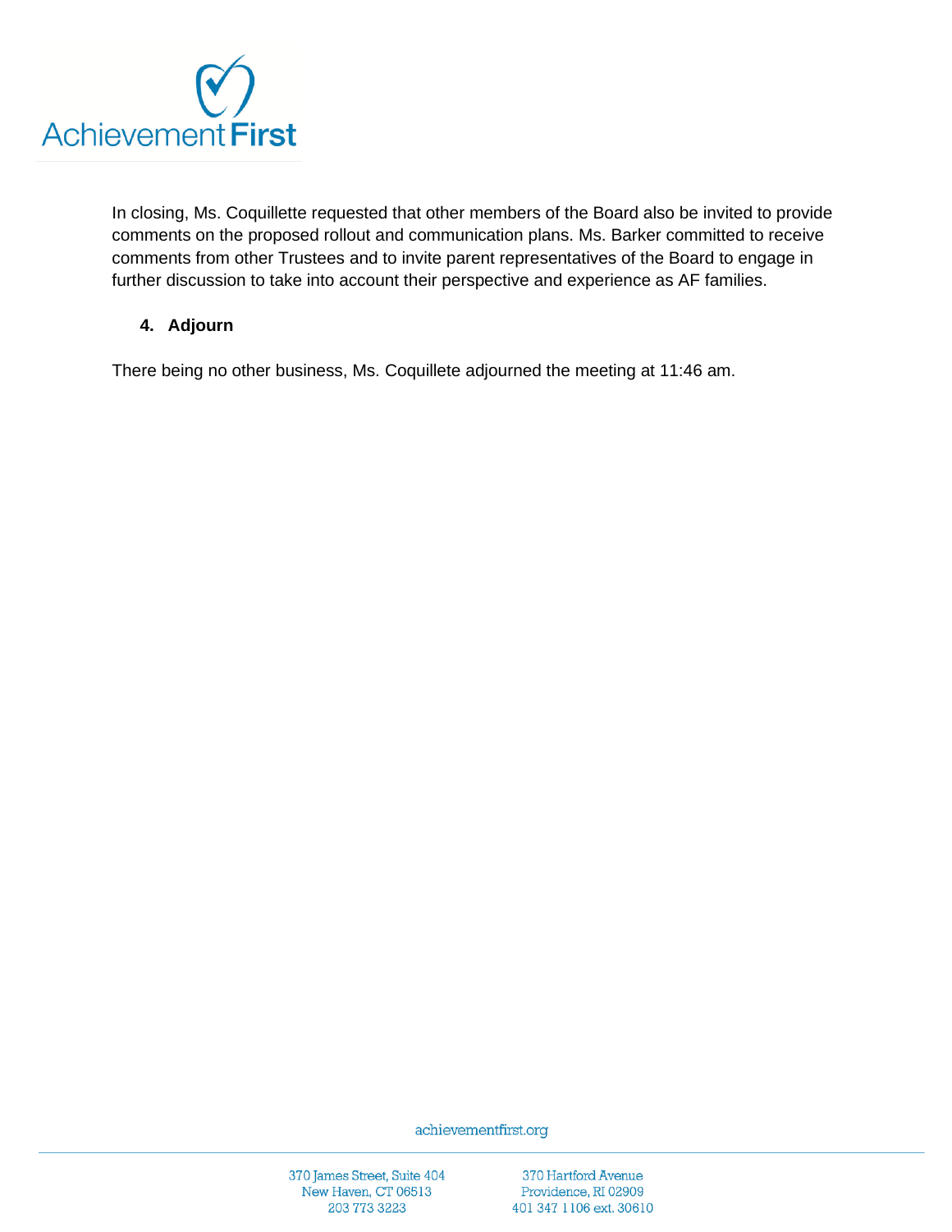In closing, Ms. Coquillette requested that other members of the Board also be invited to provide comments on the proposed rollout and communication plans. Ms. Barker committed to receive comments from other Trustees and to invite parent representatives of the Board to engage in further discussion to take into account their perspective and experience as AF families.

4. **Adjourn**

There being no other business, Ms. Coquillete adjourned the meeting at 11:46 am.